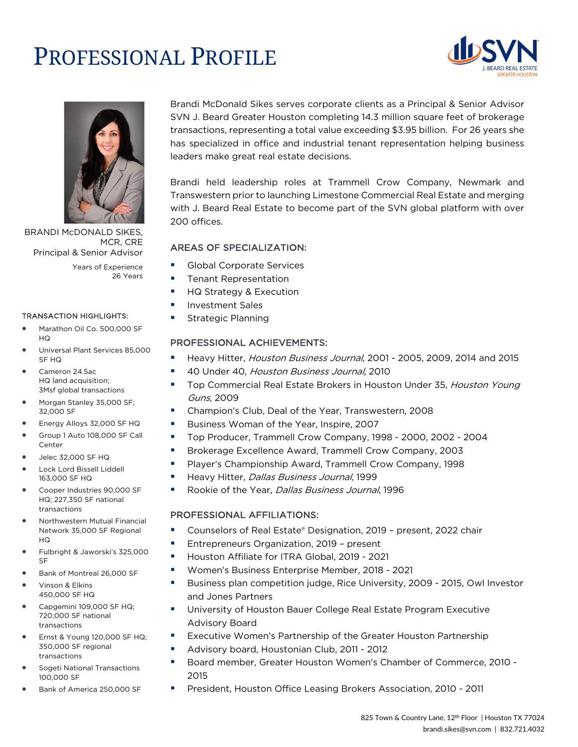# PROFESSIONAL PROFILE

SVN J. BEARD REAL ESTATE GREATER HOUSTON

BRANDI McDONALD SIKES, MCR, CRE
Principal & Senior Advisor

Years of Experience
26 Years

Brandi McDonald Sikes serves corporate clients as a Principal & Senior Advisor SVN J. Beard Greater Houston completing 14.3 million square feet of brokerage transactions, representing a total value exceeding $3.95 billion. For 26 years she has specialized in office and industrial tenant representation helping business leaders make great real estate decisions.

Brandi held leadership roles at Trammell Crow Company, Newmark and Transwestern prior to launching Limestone Commercial Real Estate and merging with J. Beard Real Estate to become part of the SVN global platform with over 200 offices.

## AREAS OF SPECIALIZATION:

- Global Corporate Services
- Tenant Representation
- HQ Strategy & Execution
- Investment Sales
- Strategic Planning

## PROFESSIONAL ACHIEVEMENTS:

- Heavy Hitter, *Houston Business Journal*, 2001 - 2005, 2009, 2014 and 2015
- 40 Under 40, *Houston Business Journal*, 2010
- Top Commercial Real Estate Brokers in Houston Under 35, *Houston Young Guns*, 2009
- Champion's Club, Deal of the Year, Transwestern, 2008
- Business Woman of the Year, Inspire, 2007
- Top Producer, Trammell Crow Company, 1998 - 2000, 2002 - 2004
- Brokerage Excellence Award, Trammell Crow Company, 2003
- Player's Championship Award, Trammell Crow Company, 1998
- Heavy Hitter, *Dallas Business Journal*, 1999
- Rookie of the Year, *Dallas Business Journal*, 1996

## PROFESSIONAL AFFILIATIONS:

- Counselors of Real Estate® Designation, 2019 – present, 2022 chair
- Entrepreneurs Organization, 2019 – present
- Houston Affiliate for ITRA Global, 2019 - 2021
- Women's Business Enterprise Member, 2018 - 2021
- Business plan competition judge, Rice University, 2009 - 2015, Owl Investor and Jones Partners
- University of Houston Bauer College Real Estate Program Executive Advisory Board
- Executive Women's Partnership of the Greater Houston Partnership
- Advisory board, Houstonian Club, 2011 - 2012
- Board member, Greater Houston Women's Chamber of Commerce, 2010 - 2015
- President, Houston Office Leasing Brokers Association, 2010 - 2011

## TRANSACTION HIGHLIGHTS:

- Marathon Oil Co. 500,000 SF HQ
- Universal Plant Services 85,000 SF HQ
- Cameron 24.5ac HQ land acquisition; 3Msf global transactions
- Morgan Stanley 35,000 SF; 32,000 SF
- Energy Alloys 32,000 SF HQ
- Group 1 Auto 108,000 SF Call Center
- Jelec 32,000 SF HQ
- Lock Lord Bissell Liddell 163,000 SF HQ
- Cooper Industries 90,000 SF HQ; 227,350 SF national transactions
- Northwestern Mutual Financial Network 35,000 SF Regional HQ
- Fulbright & Jaworski's 325,000 SF
- Bank of Montreal 26,000 SF
- Vinson & Elkins 450,000 SF HQ
- Capgemini 109,000 SF HQ; 720,000 SF national transactions
- Ernst & Young 120,000 SF HQ; 350,000 SF regional transactions
- Sogeti National Transactions 100,000 SF
- Bank of America 250,000 SF

825 Town & Country Lane, 12th Floor | Houston TX 77024
brandi.sikes@svn.com | 832.721.4032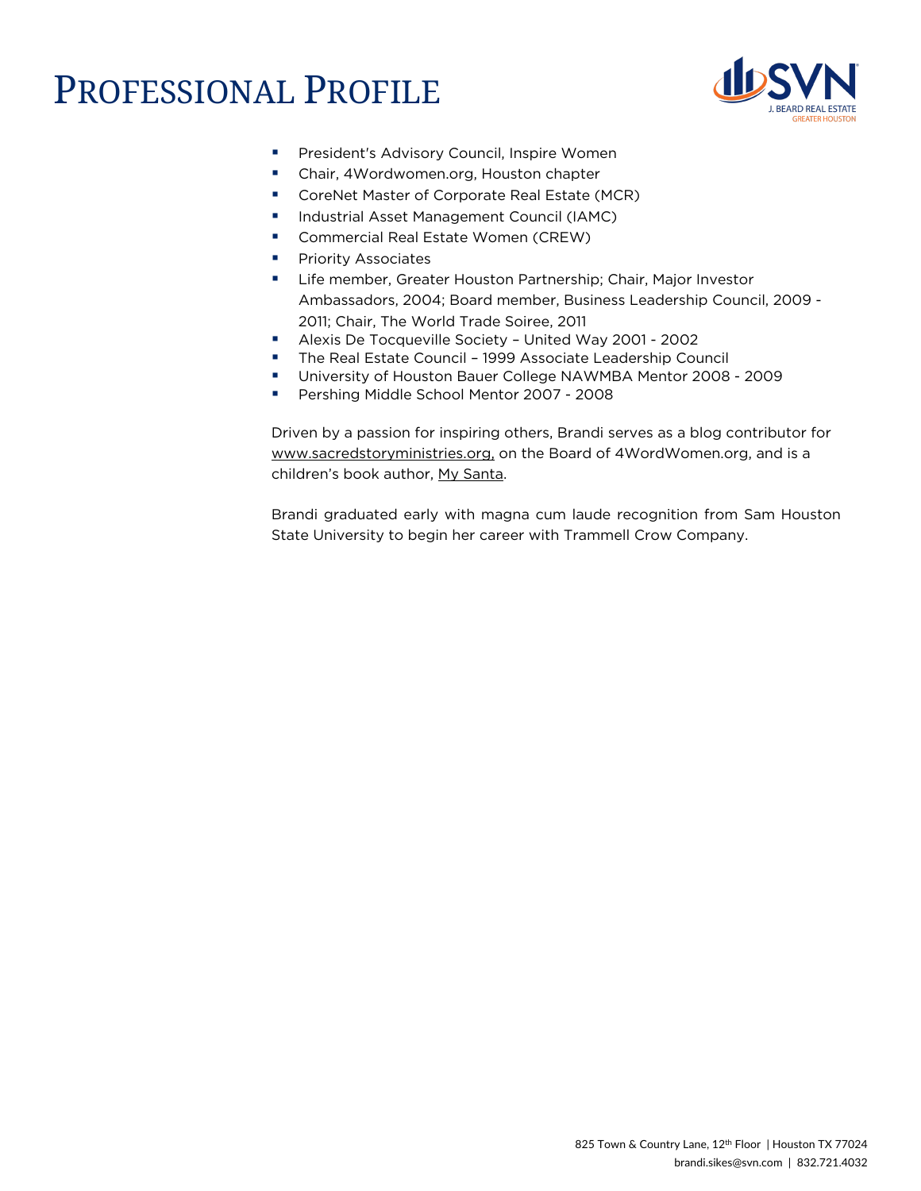# PROFESSIONAL PROFILE

- President's Advisory Council, Inspire Women
- Chair, 4Wordwomen.org, Houston chapter
- CoreNet Master of Corporate Real Estate (MCR)
- Industrial Asset Management Council (IAMC)
- Commercial Real Estate Women (CREW)
- Priority Associates
- Life member, Greater Houston Partnership; Chair, Major Investor Ambassadors, 2004; Board member, Business Leadership Council, 2009 - 2011; Chair, The World Trade Soiree, 2011
- Alexis De Tocqueville Society – United Way 2001 - 2002
- The Real Estate Council – 1999 Associate Leadership Council
- University of Houston Bauer College NAWMBA Mentor 2008 - 2009
- Pershing Middle School Mentor 2007 - 2008

Driven by a passion for inspiring others, Brandi serves as a blog contributor for www.sacredstoryministries.org, on the Board of 4WordWomen.org, and is a children's book author, My Santa.

Brandi graduated early with magna cum laude recognition from Sam Houston State University to begin her career with Trammell Crow Company.

825 Town & Country Lane, 12th Floor | Houston TX 77024
brandi.sikes@svn.com | 832.721.4032